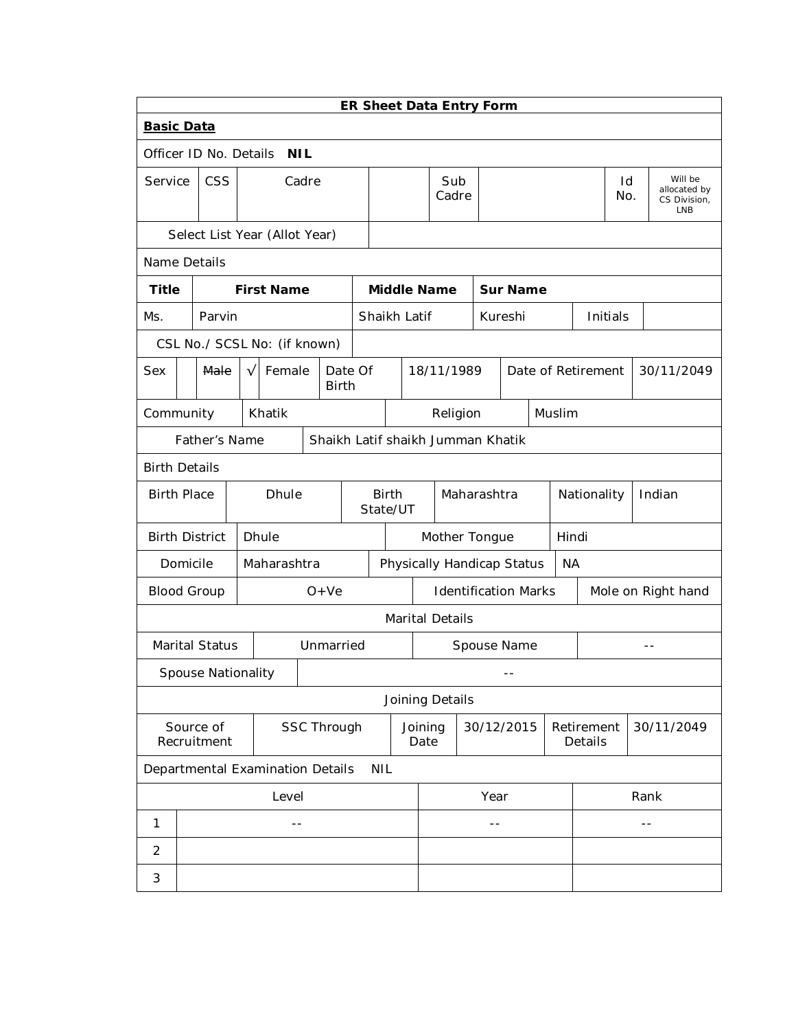**ER Sheet Data Entry Form**

**Basic Data**

Officer ID No. Details **NIL**

| Service | CSS | Cadre | | Sub Cadre | | Id No. | Will be allocated by CS Division, LNB |
|---|---|---|---|---|---|---|---|

| Select List Year (Allot Year) | |
|---|---|

Name Details

| **Title** | **First Name** | **Middle Name** | **Sur Name** | | |
|---|---|---|---|---|---|
| Ms. | Parvin | Shaikh Latif | Kureshi | Initials | |

| CSL No./ SCSL No: (if known) | |
|---|---|

| Sex | | ~~Male~~ | √ | Female | Date Of Birth | 18/11/1989 | Date of Retirement | 30/11/2049 |
|---|---|---|---|---|---|---|---|---|

| Community | Khatik | Religion | Muslim |
|---|---|---|---|

| Father's Name | Shaikh Latif shaikh Jumman Khatik |
|---|---|

Birth Details

| Birth Place | Dhule | Birth State/UT | Maharashtra | Nationality | Indian |
|---|---|---|---|---|---|

| Birth District | Dhule | Mother Tongue | Hindi |
|---|---|---|---|
| Domicile | Maharashtra | Physically Handicap Status | NA |
| Blood Group | O+Ve | Identification Marks | Mole on Right hand |

Marital Details

| Marital Status | Unmarried | Spouse Name | -- |
|---|---|---|---|

| Spouse Nationality | -- |
|---|---|

Joining Details

| Source of Recruitment | SSC Through | Joining Date | 30/12/2015 | Retirement Details | 30/11/2049 |
|---|---|---|---|---|---|

Departmental Examination Details NIL

| | Level | Year | Rank |
|---|---|---|---|
| 1 | -- | -- | -- |
| 2 | | | |
| 3 | | | |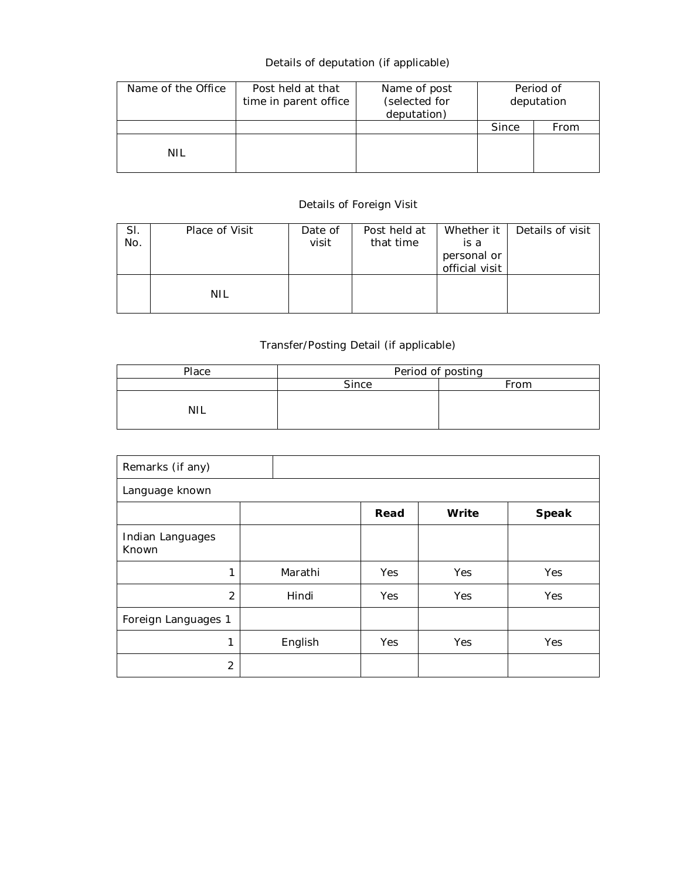Details of deputation (if applicable)

| Name of the Office | Post held at that time in parent office | Name of post (selected for deputation) | Period of deputation | |
|---|---|---|---|---|
| | | | Since | From |
| NIL | | | | |

Details of Foreign Visit

| Sl. No. | Place of Visit | Date of visit | Post held at that time | Whether it is a personal or official visit | Details of visit |
|---|---|---|---|---|---|
| | NIL | | | | |

Transfer/Posting Detail (if applicable)

| Place | Period of posting | |
|---|---|---|
| | Since | From |
| NIL | | |

| Remarks (if any) | | | | |
|---|---|---|---|---|
| Language known | | | | |
| | | **Read** | **Write** | **Speak** |
| Indian Languages Known | | | | |
| 1 | Marathi | Yes | Yes | Yes |
| 2 | Hindi | Yes | Yes | Yes |
| Foreign Languages 1 | | | | |
| 1 | English | Yes | Yes | Yes |
| 2 | | | | |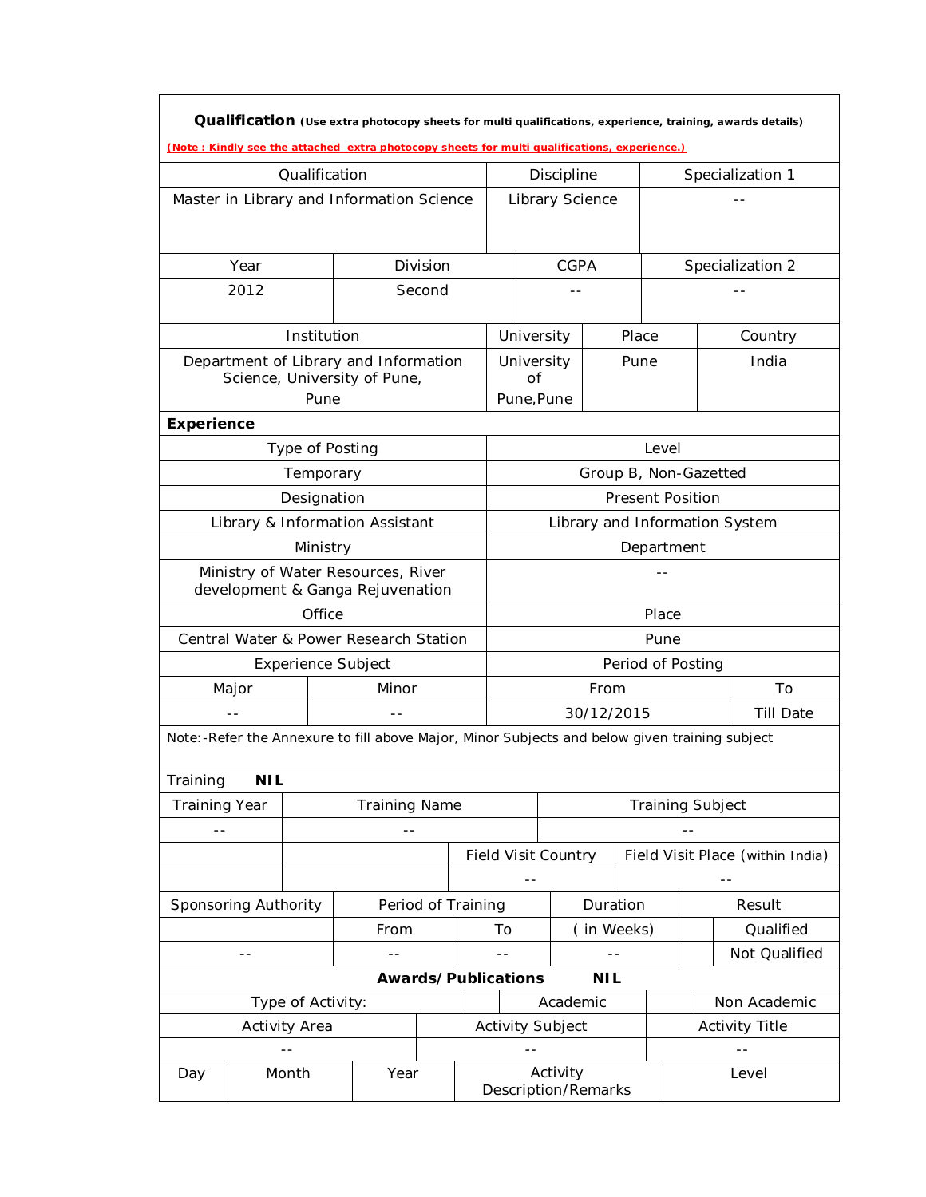**Qualification** **(Use extra photocopy sheets for multi qualifications, experience, training, awards details)**

**(Note : Kindly see the attached extra photocopy sheets for multi qualifications, experience.)**

| Qualification | Discipline | Specialization 1 |
| --- | --- | --- |
| Master in Library and Information Science | Library Science | -- |

| Year | Division | CGPA | Specialization 2 |
| --- | --- | --- | --- |
| 2012 | Second | -- | -- |

| Institution | University | Place | Country |
| --- | --- | --- | --- |
| Department of Library and Information Science, University of Pune, Pune | University of Pune,Pune | Pune | India |

**Experience**

| Type of Posting | Level |
| --- | --- |
| Temporary | Group B, Non-Gazetted |
| **Designation** | **Present Position** |
| Library & Information Assistant | Library and Information System |
| **Ministry** | **Department** |
| Ministry of Water Resources, River development & Ganga Rejuvenation | -- |
| **Office** | **Place** |
| Central Water & Power Research Station | Pune |

| Experience Subject | | Period of Posting | |
| --- | --- | --- | --- |
| Major | Minor | From | To |
| -- | -- | 30/12/2015 | Till Date |

Note:-Refer the Annexure to fill above Major, Minor Subjects and below given training subject

Training **NIL**

| Training Year | Training Name | | Training Subject | |
| --- | --- | --- | --- | --- |
| -- | -- | | -- | |
| | | Field Visit Country | | Field Visit Place (within India) |
| | | -- | | -- |

| Sponsoring Authority | Period of Training | | Duration | Result | |
| --- | --- | --- | --- | --- | --- |
| | From | To | ( in Weeks) | | Qualified |
| -- | -- | -- | -- | | Not Qualified |

**Awards/Publications NIL**

| Type of Activity: | | Academic | | Non Academic |
| --- | --- | --- | --- | --- |

| Activity Area | Activity Subject | Activity Title |
| --- | --- | --- |
| -- | -- | -- |

| Day | Month | Year | Activity Description/Remarks | Level |
| --- | --- | --- | --- | --- |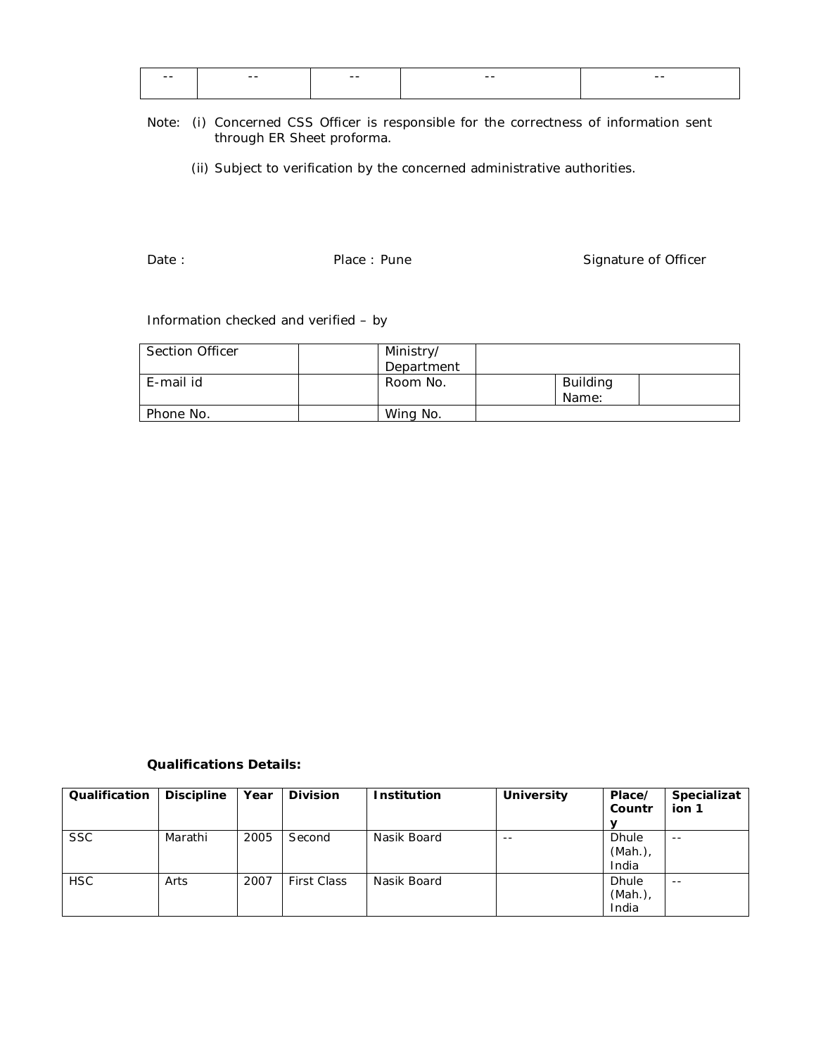| -- | -- | -- | -- | -- |
| --- | --- | --- | --- | --- |

Note: (i) Concerned CSS Officer is responsible for the correctness of information sent through ER Sheet proforma.

(ii) Subject to verification by the concerned administrative authorities.

Date : Place : Pune Signature of Officer

Information checked and verified – by

| Section Officer | | Ministry/ Department | | | |
| --- | --- | --- | --- | --- | --- |
| E-mail id | | Room No. | | Building Name: | |
| Phone No. | | Wing No. | | | |

**Qualifications Details:**

| **Qualification** | **Discipline** | **Year** | **Division** | **Institution** | **University** | **Place/ Country** | **Specialization 1** |
| --- | --- | --- | --- | --- | --- | --- | --- |
| SSC | Marathi | 2005 | Second | Nasik Board | -- | Dhule (Mah.), India | -- |
| HSC | Arts | 2007 | First Class | Nasik Board | | Dhule (Mah.), India | -- |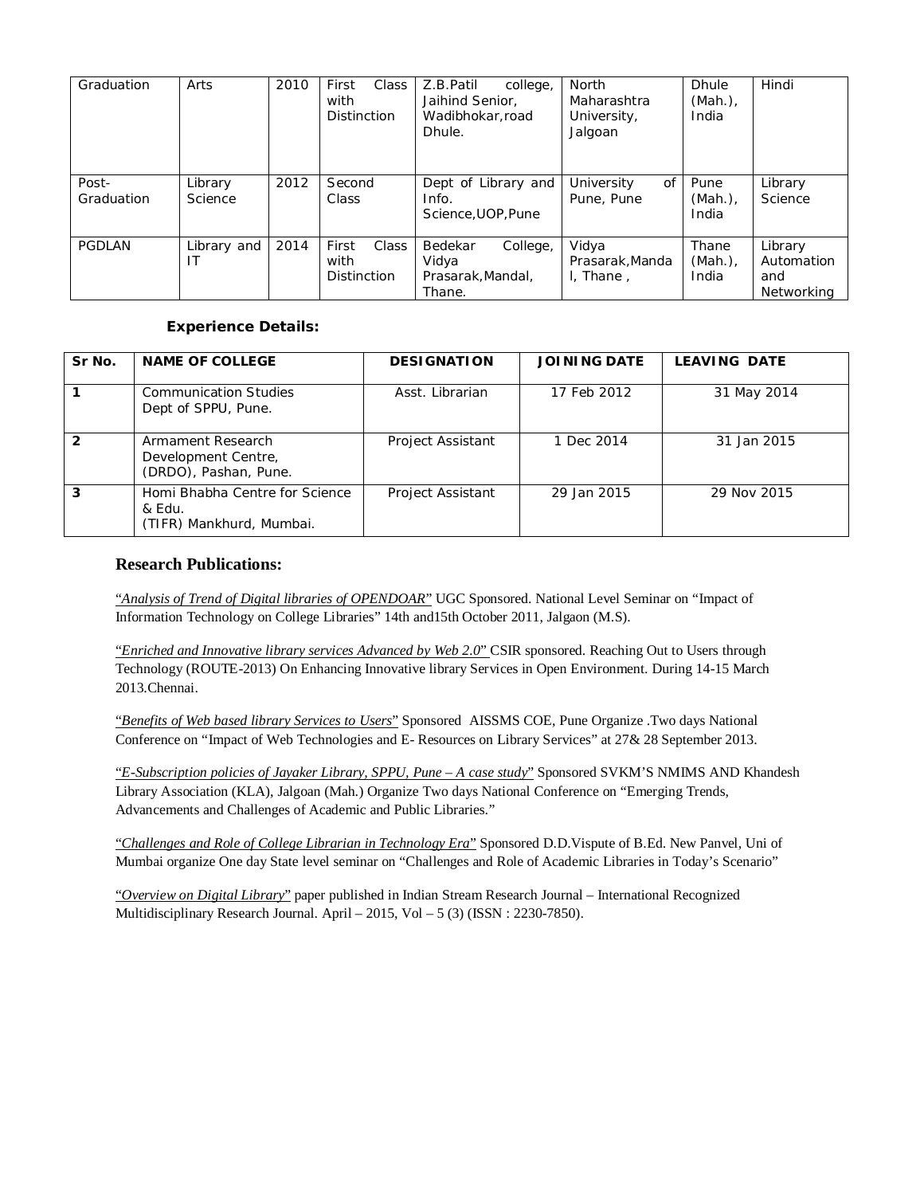| | | | | | | | |
|---|---|---|---|---|---|---|---|
| Graduation | Arts | 2010 | First Class with Distinction | Z.B.Patil college, Jaihind Senior, Wadibhokar,road Dhule. | North Maharashtra University, Jalgoan | Dhule (Mah.), India | Hindi |
| Post-Graduation | Library Science | 2012 | Second Class | Dept of Library and Info. Science,UOP,Pune | University of Pune, Pune | Pune (Mah.), India | Library Science |
| PGDLAN | Library and IT | 2014 | First Class with Distinction | Bedekar College, Vidya Prasarak,Mandal, Thane. | Vidya Prasarak,Mandal, Thane , | Thane (Mah.), India | Library Automation and Networking |

**Experience Details:**

| Sr No. | NAME OF COLLEGE | DESIGNATION | JOINING DATE | LEAVING DATE |
|---|---|---|---|---|
| **1** | Communication Studies Dept of SPPU, Pune. | Asst. Librarian | 17 Feb 2012 | 31 May 2014 |
| **2** | Armament Research Development Centre, (DRDO), Pashan, Pune. | Project Assistant | 1 Dec 2014 | 31 Jan 2015 |
| **3** | Homi Bhabha Centre for Science & Edu. (TIFR) Mankhurd, Mumbai. | Project Assistant | 29 Jan 2015 | 29 Nov 2015 |

## Research Publications:

"*Analysis of Trend of Digital libraries of OPENDOAR*" UGC Sponsored. National Level Seminar on "Impact of Information Technology on College Libraries" 14th and15th October 2011, Jalgaon (M.S).

"*Enriched and Innovative library services Advanced by Web 2.0*" CSIR sponsored. Reaching Out to Users through Technology (ROUTE-2013) On Enhancing Innovative library Services in Open Environment. During 14-15 March 2013.Chennai.

"*Benefits of Web based library Services to Users*" Sponsored AISSMS COE, Pune Organize .Two days National Conference on "Impact of Web Technologies and E- Resources on Library Services" at 27& 28 September 2013.

"*E-Subscription policies of Jayaker Library, SPPU, Pune – A case study*" Sponsored SVKM'S NMIMS AND Khandesh Library Association (KLA), Jalgoan (Mah.) Organize Two days National Conference on "Emerging Trends, Advancements and Challenges of Academic and Public Libraries."

"*Challenges and Role of College Librarian in Technology Era*" Sponsored D.D.Vispute of B.Ed. New Panvel, Uni of Mumbai organize One day State level seminar on "Challenges and Role of Academic Libraries in Today's Scenario"

"*Overview on Digital Library*" paper published in Indian Stream Research Journal – International Recognized Multidisciplinary Research Journal. April – 2015, Vol – 5 (3) (ISSN : 2230-7850).